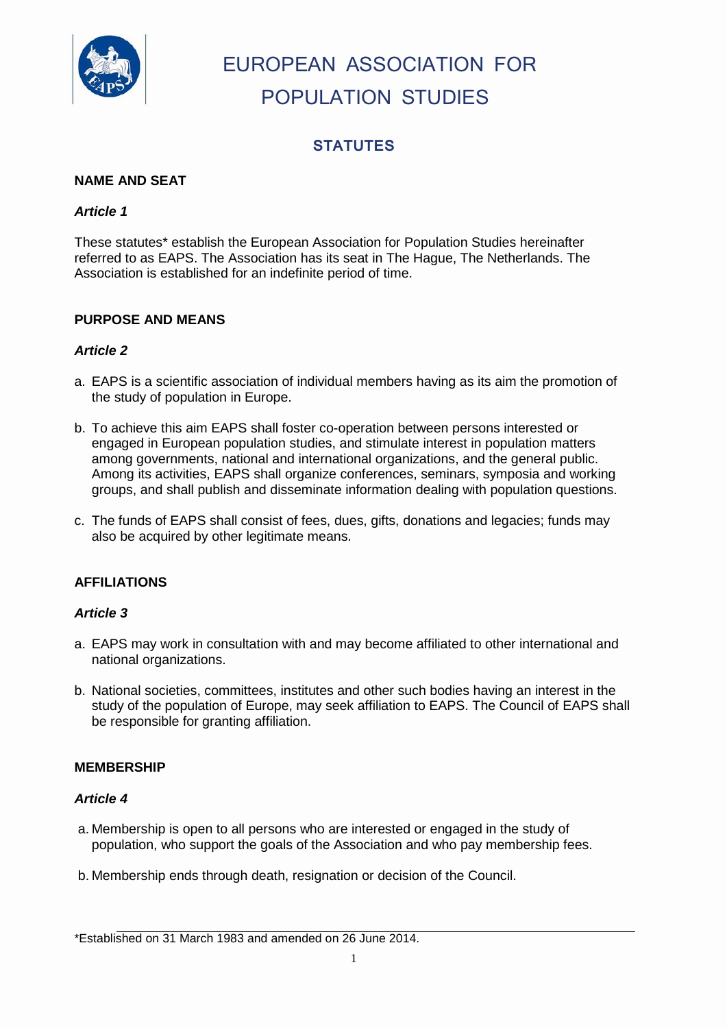# EUROPEAN ASSOCIATION FOR POPULATION STUDIES

## STATUTES

### NAME AND SEAT

***Article 1***

These statutes* establish the European Association for Population Studies hereinafter referred to as EAPS. The Association has its seat in The Hague, The Netherlands. The Association is established for an indefinite period of time.

### PURPOSE AND MEANS

***Article 2***

a. EAPS is a scientific association of individual members having as its aim the promotion of the study of population in Europe.

b. To achieve this aim EAPS shall foster co-operation between persons interested or engaged in European population studies, and stimulate interest in population matters among governments, national and international organizations, and the general public. Among its activities, EAPS shall organize conferences, seminars, symposia and working groups, and shall publish and disseminate information dealing with population questions.

c. The funds of EAPS shall consist of fees, dues, gifts, donations and legacies; funds may also be acquired by other legitimate means.

### AFFILIATIONS

***Article 3***

a. EAPS may work in consultation with and may become affiliated to other international and national organizations.

b. National societies, committees, institutes and other such bodies having an interest in the study of the population of Europe, may seek affiliation to EAPS. The Council of EAPS shall be responsible for granting affiliation.

### MEMBERSHIP

***Article 4***

a. Membership is open to all persons who are interested or engaged in the study of population, who support the goals of the Association and who pay membership fees.

b. Membership ends through death, resignation or decision of the Council.

---

*Established on 31 March 1983 and amended on 26 June 2014.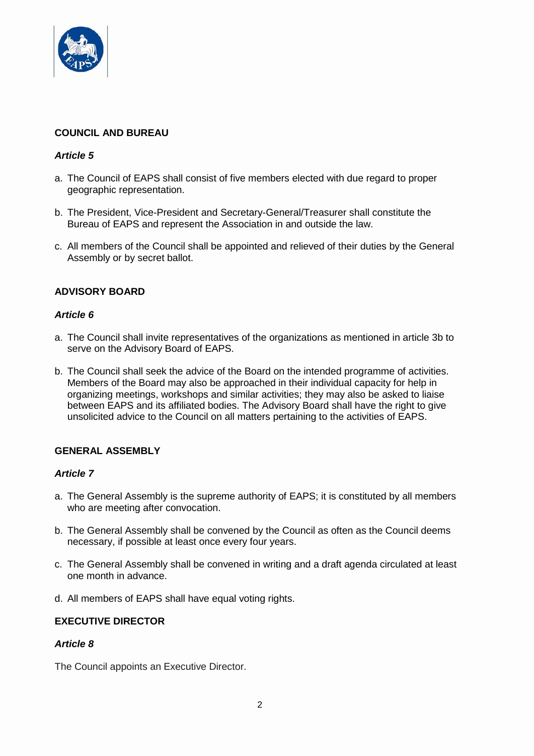## COUNCIL AND BUREAU

### *Article 5*

a. The Council of EAPS shall consist of five members elected with due regard to proper geographic representation.

b. The President, Vice-President and Secretary-General/Treasurer shall constitute the Bureau of EAPS and represent the Association in and outside the law.

c. All members of the Council shall be appointed and relieved of their duties by the General Assembly or by secret ballot.

## ADVISORY BOARD

### *Article 6*

a. The Council shall invite representatives of the organizations as mentioned in article 3b to serve on the Advisory Board of EAPS.

b. The Council shall seek the advice of the Board on the intended programme of activities. Members of the Board may also be approached in their individual capacity for help in organizing meetings, workshops and similar activities; they may also be asked to liaise between EAPS and its affiliated bodies. The Advisory Board shall have the right to give unsolicited advice to the Council on all matters pertaining to the activities of EAPS.

## GENERAL ASSEMBLY

### *Article 7*

a. The General Assembly is the supreme authority of EAPS; it is constituted by all members who are meeting after convocation.

b. The General Assembly shall be convened by the Council as often as the Council deems necessary, if possible at least once every four years.

c. The General Assembly shall be convened in writing and a draft agenda circulated at least one month in advance.

d. All members of EAPS shall have equal voting rights.

## EXECUTIVE DIRECTOR

### *Article 8*

The Council appoints an Executive Director.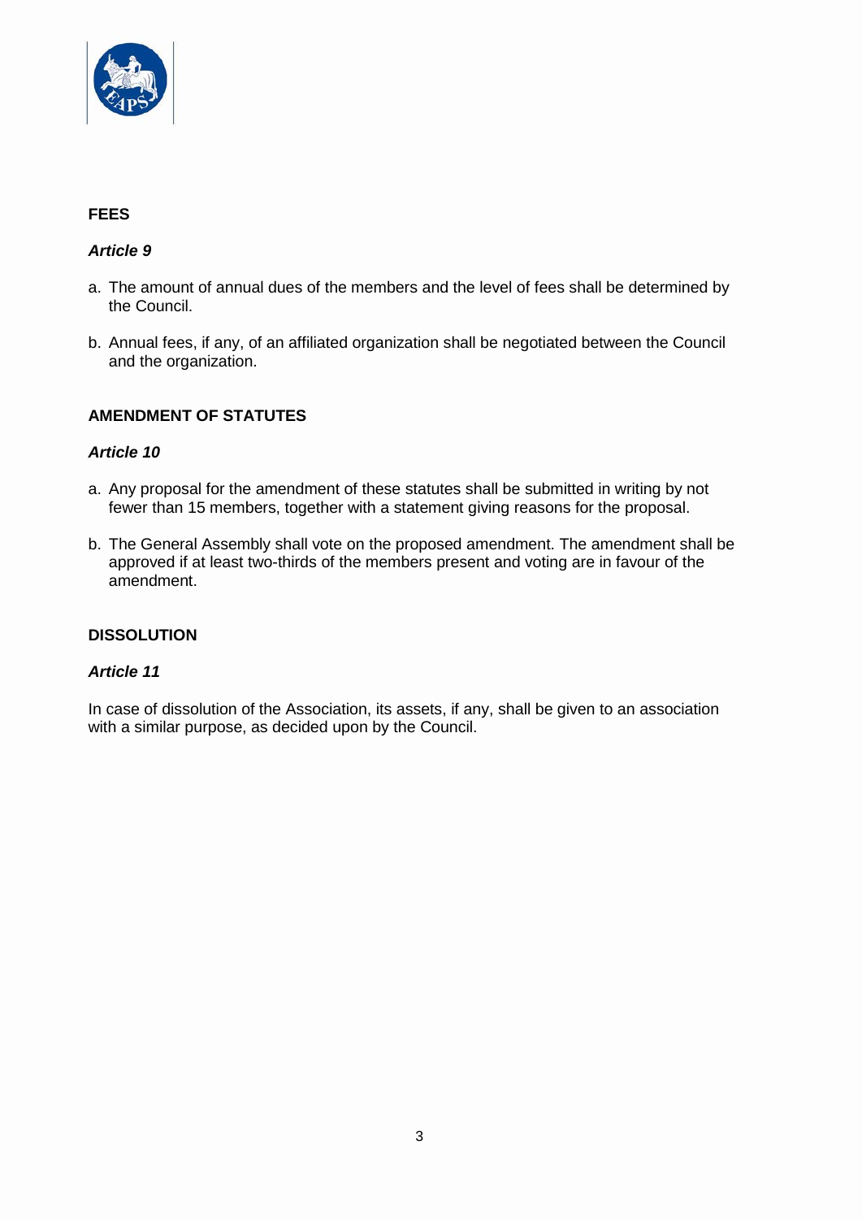## FEES

### *Article 9*

a. The amount of annual dues of the members and the level of fees shall be determined by the Council.

b. Annual fees, if any, of an affiliated organization shall be negotiated between the Council and the organization.

## AMENDMENT OF STATUTES

### *Article 10*

a. Any proposal for the amendment of these statutes shall be submitted in writing by not fewer than 15 members, together with a statement giving reasons for the proposal.

b. The General Assembly shall vote on the proposed amendment. The amendment shall be approved if at least two-thirds of the members present and voting are in favour of the amendment.

## DISSOLUTION

### *Article 11*

In case of dissolution of the Association, its assets, if any, shall be given to an association with a similar purpose, as decided upon by the Council.